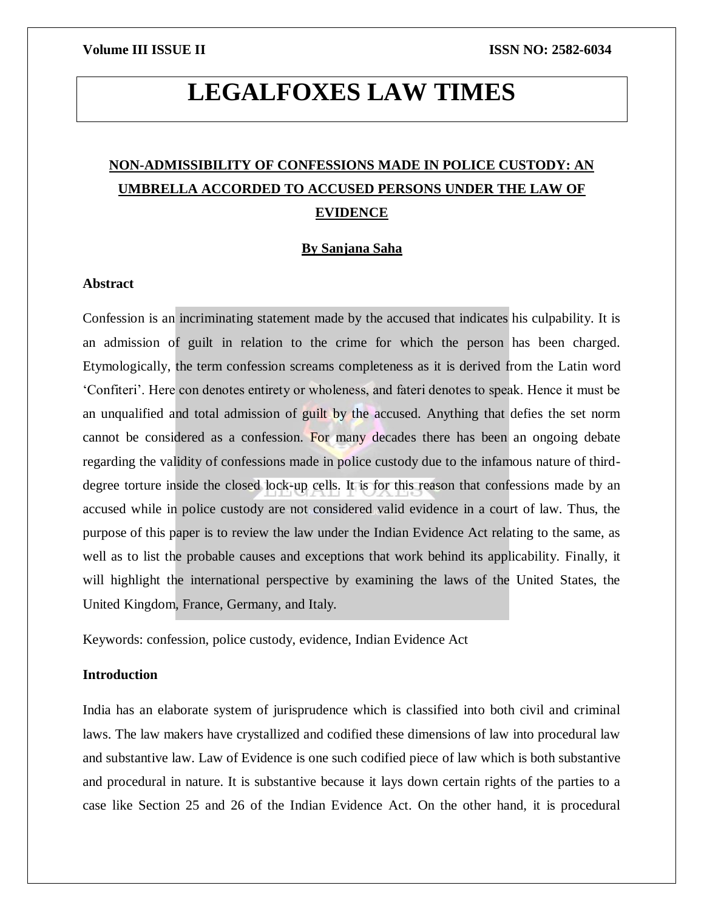# LEGALFOXES LAW TIMES

## NON-ADMISSIBILITY OF CONFESSIONS MADE IN POLICE CUSTODY: AN UMBRELLA ACCORDED TO ACCUSED PERSONS UNDER THE LAW OF EVIDENCE

**By Sanjana Saha**

### Abstract

Confession is an incriminating statement made by the accused that indicates his culpability. It is an admission of guilt in relation to the crime for which the person has been charged. Etymologically, the term confession screams completeness as it is derived from the Latin word 'Confiteri'. Here con denotes entirety or wholeness, and fateri denotes to speak. Hence it must be an unqualified and total admission of guilt by the accused. Anything that defies the set norm cannot be considered as a confession. For many decades there has been an ongoing debate regarding the validity of confessions made in police custody due to the infamous nature of third-degree torture inside the closed lock-up cells. It is for this reason that confessions made by an accused while in police custody are not considered valid evidence in a court of law. Thus, the purpose of this paper is to review the law under the Indian Evidence Act relating to the same, as well as to list the probable causes and exceptions that work behind its applicability. Finally, it will highlight the international perspective by examining the laws of the United States, the United Kingdom, France, Germany, and Italy.

Keywords: confession, police custody, evidence, Indian Evidence Act

### Introduction

India has an elaborate system of jurisprudence which is classified into both civil and criminal laws. The law makers have crystallized and codified these dimensions of law into procedural law and substantive law. Law of Evidence is one such codified piece of law which is both substantive and procedural in nature. It is substantive because it lays down certain rights of the parties to a case like Section 25 and 26 of the Indian Evidence Act. On the other hand, it is procedural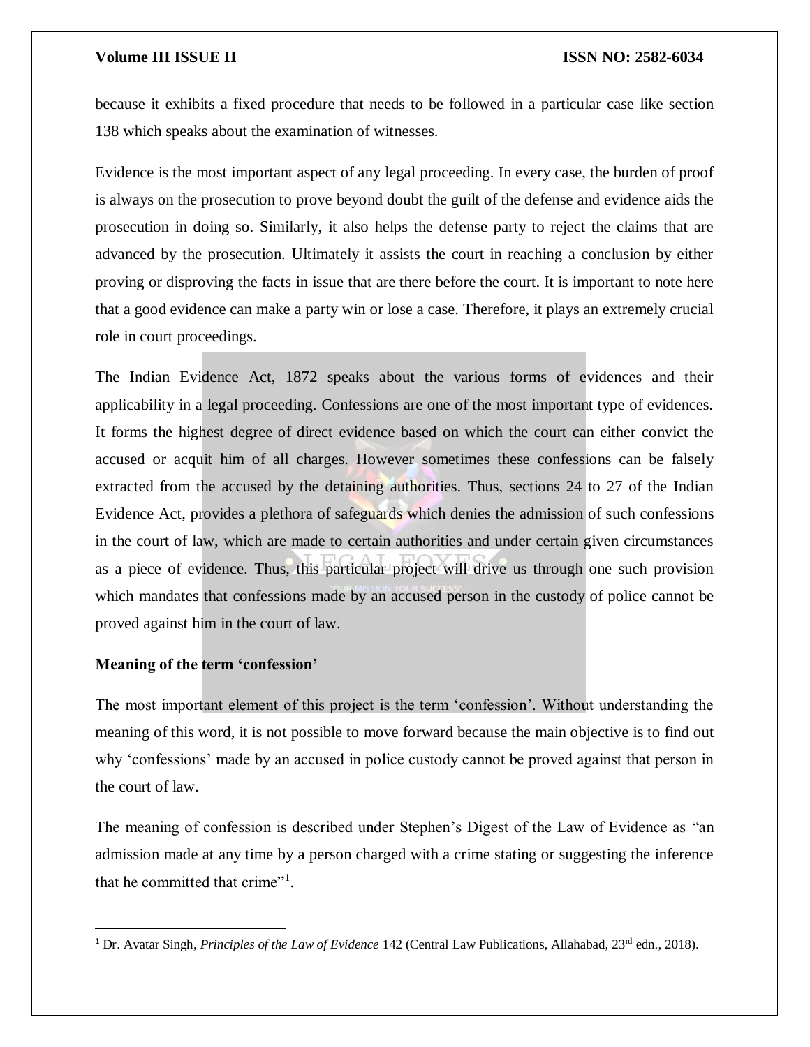because it exhibits a fixed procedure that needs to be followed in a particular case like section 138 which speaks about the examination of witnesses.

Evidence is the most important aspect of any legal proceeding. In every case, the burden of proof is always on the prosecution to prove beyond doubt the guilt of the defense and evidence aids the prosecution in doing so. Similarly, it also helps the defense party to reject the claims that are advanced by the prosecution. Ultimately it assists the court in reaching a conclusion by either proving or disproving the facts in issue that are there before the court. It is important to note here that a good evidence can make a party win or lose a case. Therefore, it plays an extremely crucial role in court proceedings.

The Indian Evidence Act, 1872 speaks about the various forms of evidences and their applicability in a legal proceeding. Confessions are one of the most important type of evidences. It forms the highest degree of direct evidence based on which the court can either convict the accused or acquit him of all charges. However sometimes these confessions can be falsely extracted from the accused by the detaining authorities. Thus, sections 24 to 27 of the Indian Evidence Act, provides a plethora of safeguards which denies the admission of such confessions in the court of law, which are made to certain authorities and under certain given circumstances as a piece of evidence. Thus, this particular project will drive us through one such provision which mandates that confessions made by an accused person in the custody of police cannot be proved against him in the court of law.

**Meaning of the term 'confession'**

The most important element of this project is the term 'confession'. Without understanding the meaning of this word, it is not possible to move forward because the main objective is to find out why 'confessions' made by an accused in police custody cannot be proved against that person in the court of law.

The meaning of confession is described under Stephen's Digest of the Law of Evidence as "an admission made at any time by a person charged with a crime stating or suggesting the inference that he committed that crime"[1].

---

[1] Dr. Avatar Singh, *Principles of the Law of Evidence* 142 (Central Law Publications, Allahabad, 23rd edn., 2018).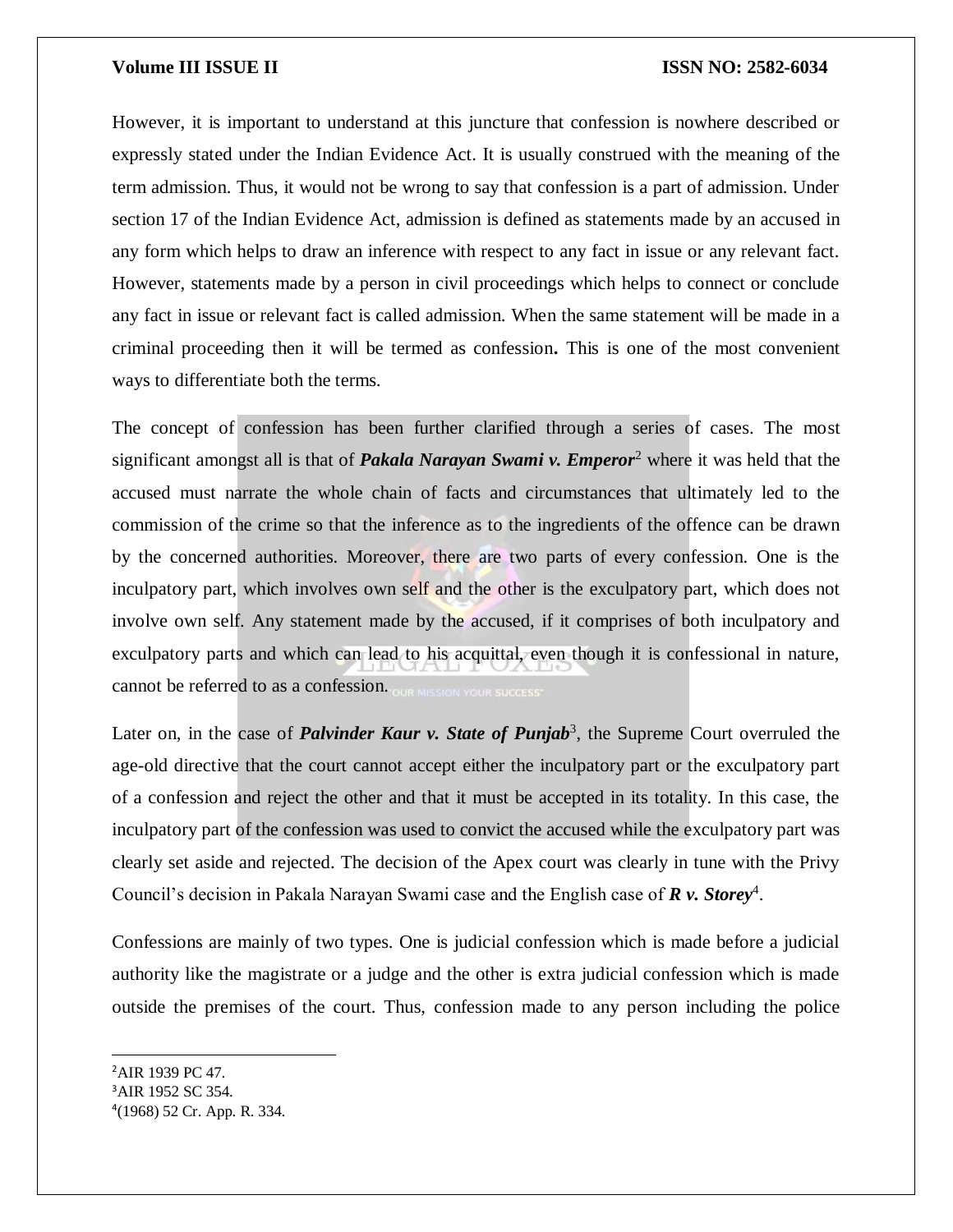However, it is important to understand at this juncture that confession is nowhere described or expressly stated under the Indian Evidence Act. It is usually construed with the meaning of the term admission. Thus, it would not be wrong to say that confession is a part of admission. Under section 17 of the Indian Evidence Act, admission is defined as statements made by an accused in any form which helps to draw an inference with respect to any fact in issue or any relevant fact. However, statements made by a person in civil proceedings which helps to connect or conclude any fact in issue or relevant fact is called admission. When the same statement will be made in a criminal proceeding then it will be termed as confession**.** This is one of the most convenient ways to differentiate both the terms.

The concept of confession has been further clarified through a series of cases. The most significant amongst all is that of ***Pakala Narayan Swami v. Emperor***[2] where it was held that the accused must narrate the whole chain of facts and circumstances that ultimately led to the commission of the crime so that the inference as to the ingredients of the offence can be drawn by the concerned authorities. Moreover, there are two parts of every confession. One is the inculpatory part, which involves own self and the other is the exculpatory part, which does not involve own self. Any statement made by the accused, if it comprises of both inculpatory and exculpatory parts and which can lead to his acquittal, even though it is confessional in nature, cannot be referred to as a confession.

Later on, in the case of ***Palvinder Kaur v. State of Punjab***[3], the Supreme Court overruled the age-old directive that the court cannot accept either the inculpatory part or the exculpatory part of a confession and reject the other and that it must be accepted in its totality. In this case, the inculpatory part of the confession was used to convict the accused while the exculpatory part was clearly set aside and rejected. The decision of the Apex court was clearly in tune with the Privy Council's decision in Pakala Narayan Swami case and the English case of ***R v. Storey***[4].

Confessions are mainly of two types. One is judicial confession which is made before a judicial authority like the magistrate or a judge and the other is extra judicial confession which is made outside the premises of the court. Thus, confession made to any person including the police

---

[2] AIR 1939 PC 47.

[3] AIR 1952 SC 354.

[4] (1968) 52 Cr. App. R. 334.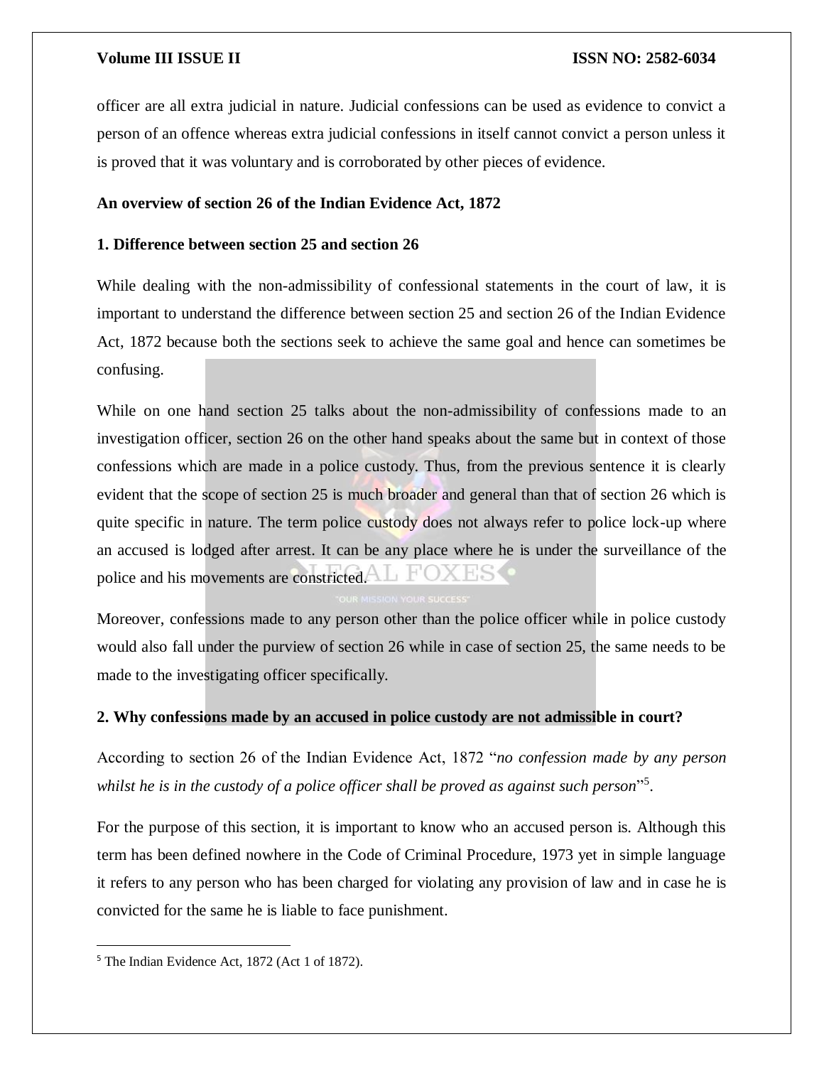officer are all extra judicial in nature. Judicial confessions can be used as evidence to convict a person of an offence whereas extra judicial confessions in itself cannot convict a person unless it is proved that it was voluntary and is corroborated by other pieces of evidence.

**An overview of section 26 of the Indian Evidence Act, 1872**

**1. Difference between section 25 and section 26**

While dealing with the non-admissibility of confessional statements in the court of law, it is important to understand the difference between section 25 and section 26 of the Indian Evidence Act, 1872 because both the sections seek to achieve the same goal and hence can sometimes be confusing.

While on one hand section 25 talks about the non-admissibility of confessions made to an investigation officer, section 26 on the other hand speaks about the same but in context of those confessions which are made in a police custody. Thus, from the previous sentence it is clearly evident that the scope of section 25 is much broader and general than that of section 26 which is quite specific in nature. The term police custody does not always refer to police lock-up where an accused is lodged after arrest. It can be any place where he is under the surveillance of the police and his movements are constricted.

Moreover, confessions made to any person other than the police officer while in police custody would also fall under the purview of section 26 while in case of section 25, the same needs to be made to the investigating officer specifically.

**2. Why confessions made by an accused in police custody are not admissible in court?**

According to section 26 of the Indian Evidence Act, 1872 "*no confession made by any person whilst he is in the custody of a police officer shall be proved as against such person*"[5].

For the purpose of this section, it is important to know who an accused person is. Although this term has been defined nowhere in the Code of Criminal Procedure, 1973 yet in simple language it refers to any person who has been charged for violating any provision of law and in case he is convicted for the same he is liable to face punishment.

---

[5] The Indian Evidence Act, 1872 (Act 1 of 1872).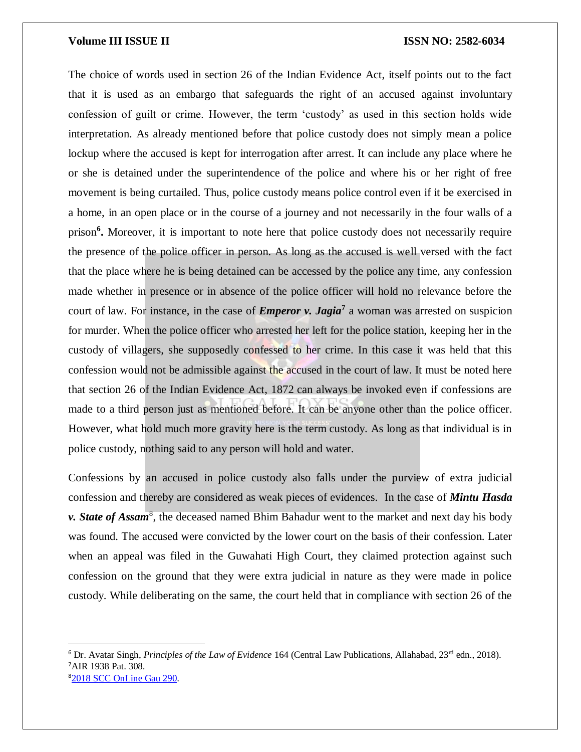The choice of words used in section 26 of the Indian Evidence Act, itself points out to the fact that it is used as an embargo that safeguards the right of an accused against involuntary confession of guilt or crime. However, the term 'custody' as used in this section holds wide interpretation. As already mentioned before that police custody does not simply mean a police lockup where the accused is kept for interrogation after arrest. It can include any place where he or she is detained under the superintendence of the police and where his or her right of free movement is being curtailed. Thus, police custody means police control even if it be exercised in a home, in an open place or in the course of a journey and not necessarily in the four walls of a prison[6]**.** Moreover, it is important to note here that police custody does not necessarily require the presence of the police officer in person. As long as the accused is well versed with the fact that the place where he is being detained can be accessed by the police any time, any confession made whether in presence or in absence of the police officer will hold no relevance before the court of law. For instance, in the case of ***Emperor v. Jagia***[7] a woman was arrested on suspicion for murder. When the police officer who arrested her left for the police station, keeping her in the custody of villagers, she supposedly confessed to her crime. In this case it was held that this confession would not be admissible against the accused in the court of law. It must be noted here that section 26 of the Indian Evidence Act, 1872 can always be invoked even if confessions are made to a third person just as mentioned before. It can be anyone other than the police officer. However, what hold much more gravity here is the term custody. As long as that individual is in police custody, nothing said to any person will hold and water.

Confessions by an accused in police custody also falls under the purview of extra judicial confession and thereby are considered as weak pieces of evidences. In the case of ***Mintu Hasda v. State of Assam***[8], the deceased named Bhim Bahadur went to the market and next day his body was found. The accused were convicted by the lower court on the basis of their confession. Later when an appeal was filed in the Guwahati High Court, they claimed protection against such confession on the ground that they were extra judicial in nature as they were made in police custody. While deliberating on the same, the court held that in compliance with section 26 of the

---

[6] Dr. Avatar Singh, *Principles of the Law of Evidence* 164 (Central Law Publications, Allahabad, 23rd edn., 2018).

[7] AIR 1938 Pat. 308.

[8] 2018 SCC OnLine Gau 290.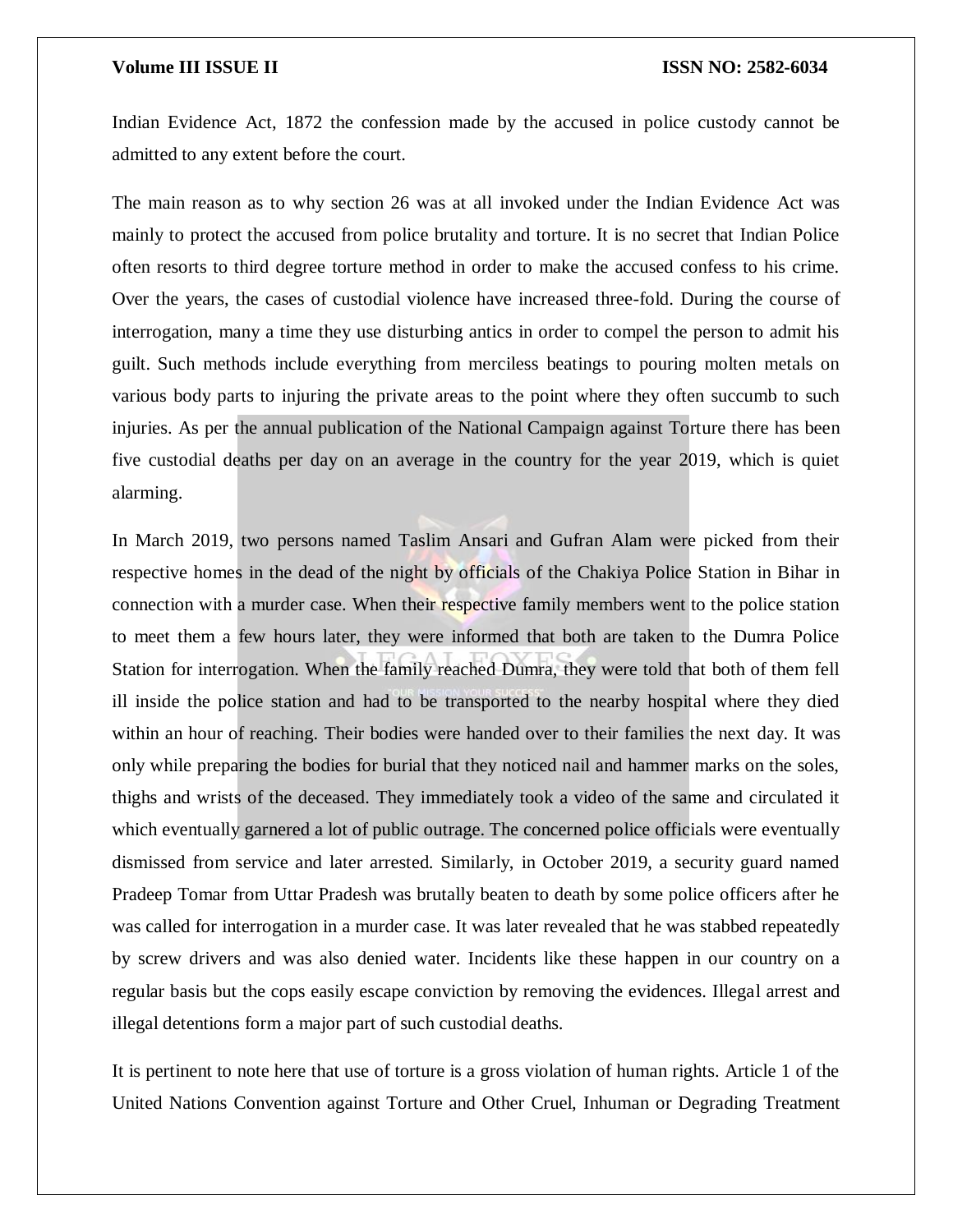Indian Evidence Act, 1872 the confession made by the accused in police custody cannot be admitted to any extent before the court.

The main reason as to why section 26 was at all invoked under the Indian Evidence Act was mainly to protect the accused from police brutality and torture. It is no secret that Indian Police often resorts to third degree torture method in order to make the accused confess to his crime. Over the years, the cases of custodial violence have increased three-fold. During the course of interrogation, many a time they use disturbing antics in order to compel the person to admit his guilt. Such methods include everything from merciless beatings to pouring molten metals on various body parts to injuring the private areas to the point where they often succumb to such injuries. As per the annual publication of the National Campaign against Torture there has been five custodial deaths per day on an average in the country for the year 2019, which is quiet alarming.

In March 2019, two persons named Taslim Ansari and Gufran Alam were picked from their respective homes in the dead of the night by officials of the Chakiya Police Station in Bihar in connection with a murder case. When their respective family members went to the police station to meet them a few hours later, they were informed that both are taken to the Dumra Police Station for interrogation. When the family reached Dumra, they were told that both of them fell ill inside the police station and had to be transported to the nearby hospital where they died within an hour of reaching. Their bodies were handed over to their families the next day. It was only while preparing the bodies for burial that they noticed nail and hammer marks on the soles, thighs and wrists of the deceased. They immediately took a video of the same and circulated it which eventually garnered a lot of public outrage. The concerned police officials were eventually dismissed from service and later arrested. Similarly, in October 2019, a security guard named Pradeep Tomar from Uttar Pradesh was brutally beaten to death by some police officers after he was called for interrogation in a murder case. It was later revealed that he was stabbed repeatedly by screw drivers and was also denied water. Incidents like these happen in our country on a regular basis but the cops easily escape conviction by removing the evidences. Illegal arrest and illegal detentions form a major part of such custodial deaths.

It is pertinent to note here that use of torture is a gross violation of human rights. Article 1 of the United Nations Convention against Torture and Other Cruel, Inhuman or Degrading Treatment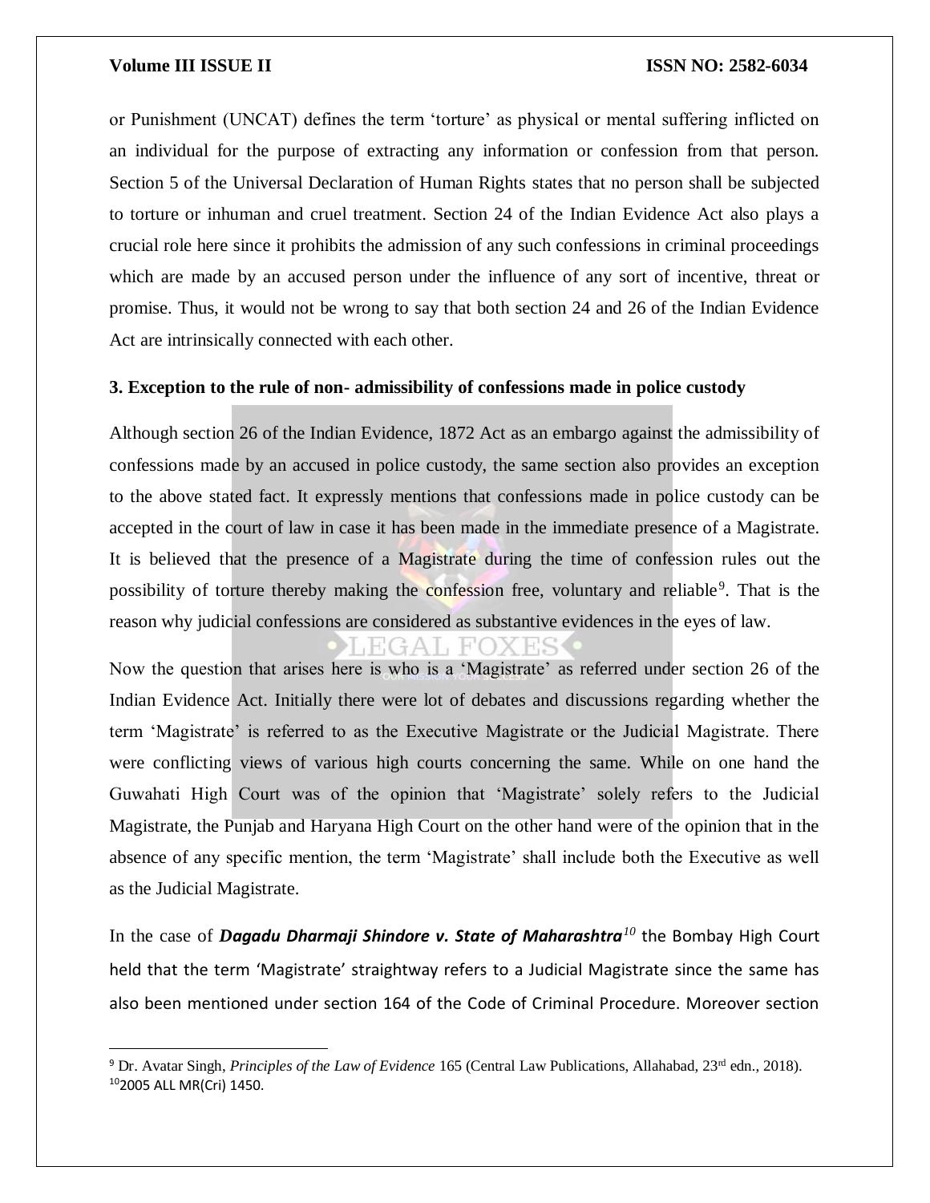or Punishment (UNCAT) defines the term 'torture' as physical or mental suffering inflicted on an individual for the purpose of extracting any information or confession from that person. Section 5 of the Universal Declaration of Human Rights states that no person shall be subjected to torture or inhuman and cruel treatment. Section 24 of the Indian Evidence Act also plays a crucial role here since it prohibits the admission of any such confessions in criminal proceedings which are made by an accused person under the influence of any sort of incentive, threat or promise. Thus, it would not be wrong to say that both section 24 and 26 of the Indian Evidence Act are intrinsically connected with each other.

**3. Exception to the rule of non- admissibility of confessions made in police custody**

Although section 26 of the Indian Evidence, 1872 Act as an embargo against the admissibility of confessions made by an accused in police custody, the same section also provides an exception to the above stated fact. It expressly mentions that confessions made in police custody can be accepted in the court of law in case it has been made in the immediate presence of a Magistrate. It is believed that the presence of a Magistrate during the time of confession rules out the possibility of torture thereby making the confession free, voluntary and reliable[9]. That is the reason why judicial confessions are considered as substantive evidences in the eyes of law.

Now the question that arises here is who is a 'Magistrate' as referred under section 26 of the Indian Evidence Act. Initially there were lot of debates and discussions regarding whether the term 'Magistrate' is referred to as the Executive Magistrate or the Judicial Magistrate. There were conflicting views of various high courts concerning the same. While on one hand the Guwahati High Court was of the opinion that 'Magistrate' solely refers to the Judicial Magistrate, the Punjab and Haryana High Court on the other hand were of the opinion that in the absence of any specific mention, the term 'Magistrate' shall include both the Executive as well as the Judicial Magistrate.

In the case of ***Dagadu Dharmaji Shindore v. State of Maharashtra***[10] the Bombay High Court held that the term 'Magistrate' straightway refers to a Judicial Magistrate since the same has also been mentioned under section 164 of the Code of Criminal Procedure. Moreover section

---

[9] Dr. Avatar Singh, *Principles of the Law of Evidence* 165 (Central Law Publications, Allahabad, 23rd edn., 2018).

[10] 2005 ALL MR(Cri) 1450.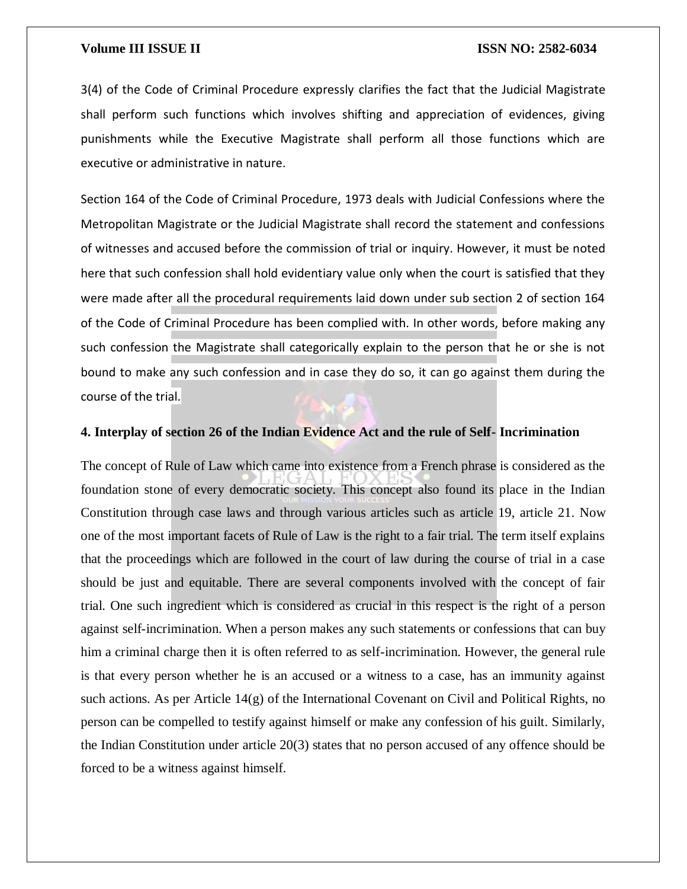3(4) of the Code of Criminal Procedure expressly clarifies the fact that the Judicial Magistrate shall perform such functions which involves shifting and appreciation of evidences, giving punishments while the Executive Magistrate shall perform all those functions which are executive or administrative in nature.

Section 164 of the Code of Criminal Procedure, 1973 deals with Judicial Confessions where the Metropolitan Magistrate or the Judicial Magistrate shall record the statement and confessions of witnesses and accused before the commission of trial or inquiry. However, it must be noted here that such confession shall hold evidentiary value only when the court is satisfied that they were made after all the procedural requirements laid down under sub section 2 of section 164 of the Code of Criminal Procedure has been complied with. In other words, before making any such confession the Magistrate shall categorically explain to the person that he or she is not bound to make any such confession and in case they do so, it can go against them during the course of the trial.

### 4. Interplay of section 26 of the Indian Evidence Act and the rule of Self- Incrimination

The concept of Rule of Law which came into existence from a French phrase is considered as the foundation stone of every democratic society. This concept also found its place in the Indian Constitution through case laws and through various articles such as article 19, article 21. Now one of the most important facets of Rule of Law is the right to a fair trial. The term itself explains that the proceedings which are followed in the court of law during the course of trial in a case should be just and equitable. There are several components involved with the concept of fair trial. One such ingredient which is considered as crucial in this respect is the right of a person against self-incrimination. When a person makes any such statements or confessions that can buy him a criminal charge then it is often referred to as self-incrimination. However, the general rule is that every person whether he is an accused or a witness to a case, has an immunity against such actions. As per Article 14(g) of the International Covenant on Civil and Political Rights, no person can be compelled to testify against himself or make any confession of his guilt. Similarly, the Indian Constitution under article 20(3) states that no person accused of any offence should be forced to be a witness against himself.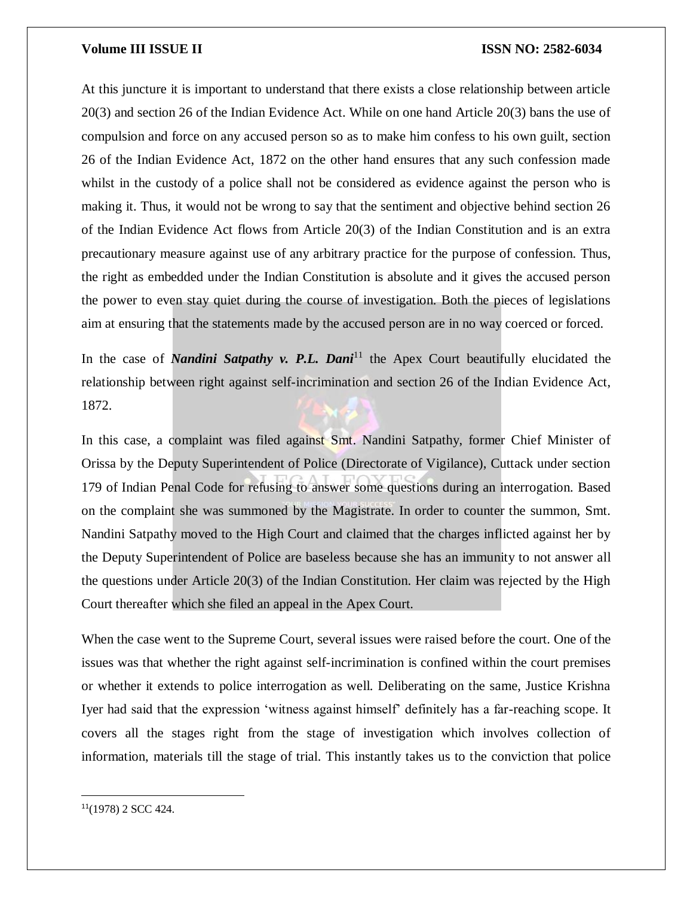At this juncture it is important to understand that there exists a close relationship between article 20(3) and section 26 of the Indian Evidence Act. While on one hand Article 20(3) bans the use of compulsion and force on any accused person so as to make him confess to his own guilt, section 26 of the Indian Evidence Act, 1872 on the other hand ensures that any such confession made whilst in the custody of a police shall not be considered as evidence against the person who is making it. Thus, it would not be wrong to say that the sentiment and objective behind section 26 of the Indian Evidence Act flows from Article 20(3) of the Indian Constitution and is an extra precautionary measure against use of any arbitrary practice for the purpose of confession. Thus, the right as embedded under the Indian Constitution is absolute and it gives the accused person the power to even stay quiet during the course of investigation. Both the pieces of legislations aim at ensuring that the statements made by the accused person are in no way coerced or forced.

In the case of ***Nandini Satpathy v. P.L. Dani***[11] the Apex Court beautifully elucidated the relationship between right against self-incrimination and section 26 of the Indian Evidence Act, 1872.

In this case, a complaint was filed against Smt. Nandini Satpathy, former Chief Minister of Orissa by the Deputy Superintendent of Police (Directorate of Vigilance), Cuttack under section 179 of Indian Penal Code for refusing to answer some questions during an interrogation. Based on the complaint she was summoned by the Magistrate. In order to counter the summon, Smt. Nandini Satpathy moved to the High Court and claimed that the charges inflicted against her by the Deputy Superintendent of Police are baseless because she has an immunity to not answer all the questions under Article 20(3) of the Indian Constitution. Her claim was rejected by the High Court thereafter which she filed an appeal in the Apex Court.

When the case went to the Supreme Court, several issues were raised before the court. One of the issues was that whether the right against self-incrimination is confined within the court premises or whether it extends to police interrogation as well. Deliberating on the same, Justice Krishna Iyer had said that the expression 'witness against himself' definitely has a far-reaching scope. It covers all the stages right from the stage of investigation which involves collection of information, materials till the stage of trial. This instantly takes us to the conviction that police

---

[11] (1978) 2 SCC 424.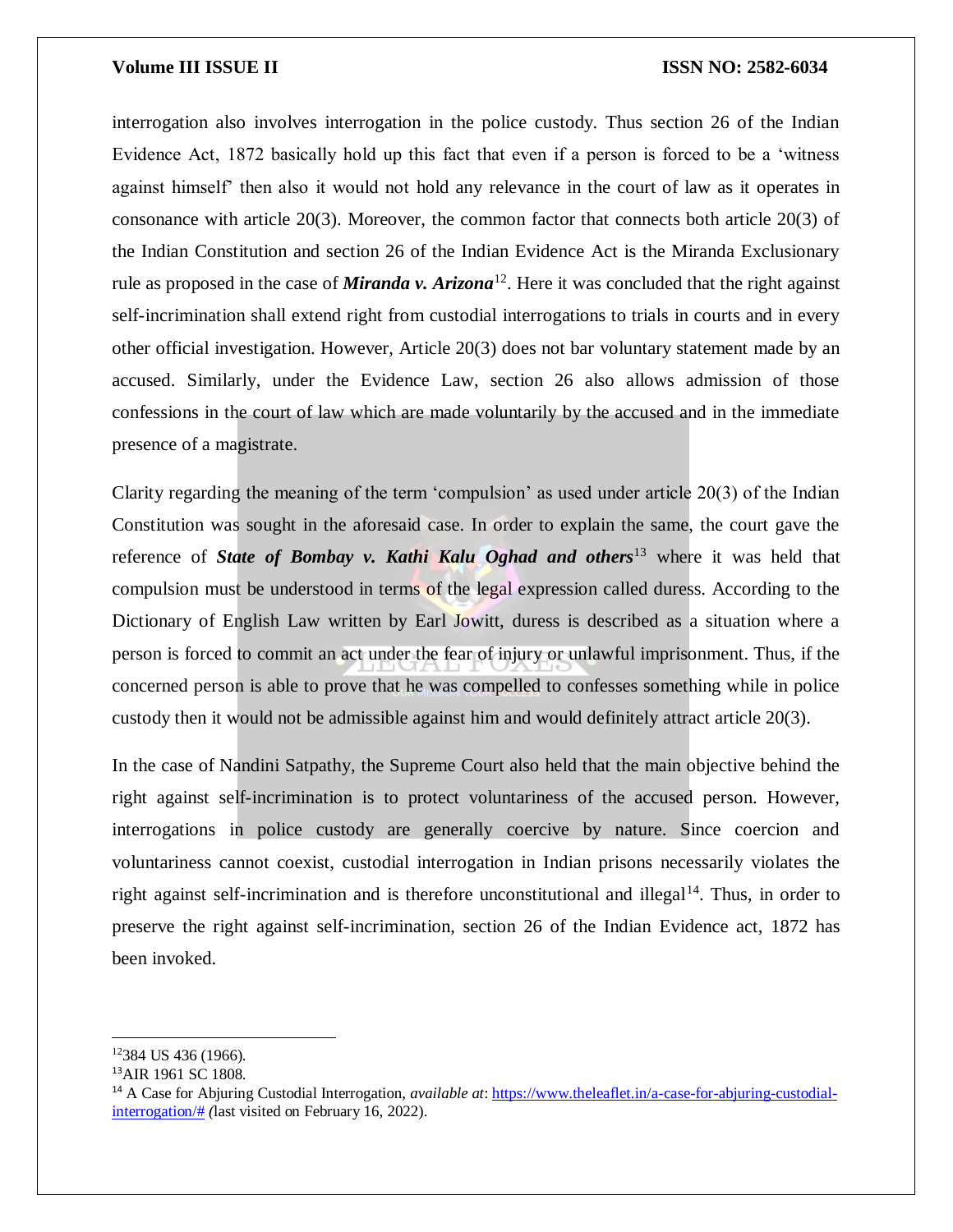interrogation also involves interrogation in the police custody. Thus section 26 of the Indian Evidence Act, 1872 basically hold up this fact that even if a person is forced to be a 'witness against himself' then also it would not hold any relevance in the court of law as it operates in consonance with article 20(3). Moreover, the common factor that connects both article 20(3) of the Indian Constitution and section 26 of the Indian Evidence Act is the Miranda Exclusionary rule as proposed in the case of ***Miranda v. Arizona***[12]. Here it was concluded that the right against self-incrimination shall extend right from custodial interrogations to trials in courts and in every other official investigation. However, Article 20(3) does not bar voluntary statement made by an accused. Similarly, under the Evidence Law, section 26 also allows admission of those confessions in the court of law which are made voluntarily by the accused and in the immediate presence of a magistrate.

Clarity regarding the meaning of the term 'compulsion' as used under article 20(3) of the Indian Constitution was sought in the aforesaid case. In order to explain the same, the court gave the reference of ***State of Bombay v. Kathi Kalu Oghad and others***[13] where it was held that compulsion must be understood in terms of the legal expression called duress. According to the Dictionary of English Law written by Earl Jowitt, duress is described as a situation where a person is forced to commit an act under the fear of injury or unlawful imprisonment. Thus, if the concerned person is able to prove that he was compelled to confesses something while in police custody then it would not be admissible against him and would definitely attract article 20(3).

In the case of Nandini Satpathy, the Supreme Court also held that the main objective behind the right against self-incrimination is to protect voluntariness of the accused person. However, interrogations in police custody are generally coercive by nature. Since coercion and voluntariness cannot coexist, custodial interrogation in Indian prisons necessarily violates the right against self-incrimination and is therefore unconstitutional and illegal[14]. Thus, in order to preserve the right against self-incrimination, section 26 of the Indian Evidence act, 1872 has been invoked.

---

[12] 384 US 436 (1966).

[13] AIR 1961 SC 1808.

[14] A Case for Abjuring Custodial Interrogation, *available at*: https://www.theleaflet.in/a-case-for-abjuring-custodial-interrogation/# (last visited on February 16, 2022).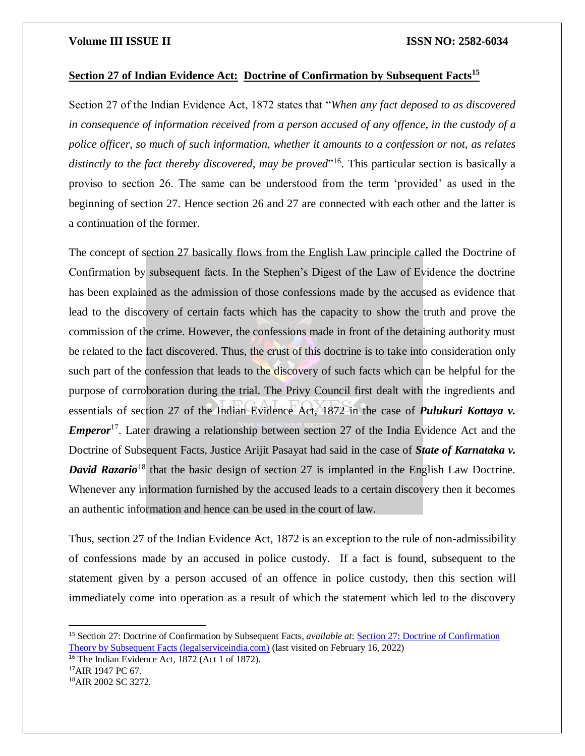**Section 27 of Indian Evidence Act: Doctrine of Confirmation by Subsequent Facts[15]**

Section 27 of the Indian Evidence Act, 1872 states that "*When any fact deposed to as discovered in consequence of information received from a person accused of any offence, in the custody of a police officer, so much of such information, whether it amounts to a confession or not, as relates distinctly to the fact thereby discovered, may be proved*"[16]. This particular section is basically a proviso to section 26. The same can be understood from the term 'provided' as used in the beginning of section 27. Hence section 26 and 27 are connected with each other and the latter is a continuation of the former.

The concept of section 27 basically flows from the English Law principle called the Doctrine of Confirmation by subsequent facts. In the Stephen's Digest of the Law of Evidence the doctrine has been explained as the admission of those confessions made by the accused as evidence that lead to the discovery of certain facts which has the capacity to show the truth and prove the commission of the crime. However, the confessions made in front of the detaining authority must be related to the fact discovered. Thus, the crust of this doctrine is to take into consideration only such part of the confession that leads to the discovery of such facts which can be helpful for the purpose of corroboration during the trial. The Privy Council first dealt with the ingredients and essentials of section 27 of the Indian Evidence Act, 1872 in the case of ***Pulukuri Kottaya v. Emperor***[17]. Later drawing a relationship between section 27 of the India Evidence Act and the Doctrine of Subsequent Facts, Justice Arijit Pasayat had said in the case of ***State of Karnataka v. David Razario***[18] that the basic design of section 27 is implanted in the English Law Doctrine. Whenever any information furnished by the accused leads to a certain discovery then it becomes an authentic information and hence can be used in the court of law.

Thus, section 27 of the Indian Evidence Act, 1872 is an exception to the rule of non-admissibility of confessions made by an accused in police custody. If a fact is found, subsequent to the statement given by a person accused of an offence in police custody, then this section will immediately come into operation as a result of which the statement which led to the discovery

---

[15] Section 27: Doctrine of Confirmation by Subsequent Facts, *available at*: Section 27: Doctrine of Confirmation Theory by Subsequent Facts (legalserviceindia.com) (last visited on February 16, 2022)

[16] The Indian Evidence Act, 1872 (Act 1 of 1872).

[17] AIR 1947 PC 67.

[18] AIR 2002 SC 3272.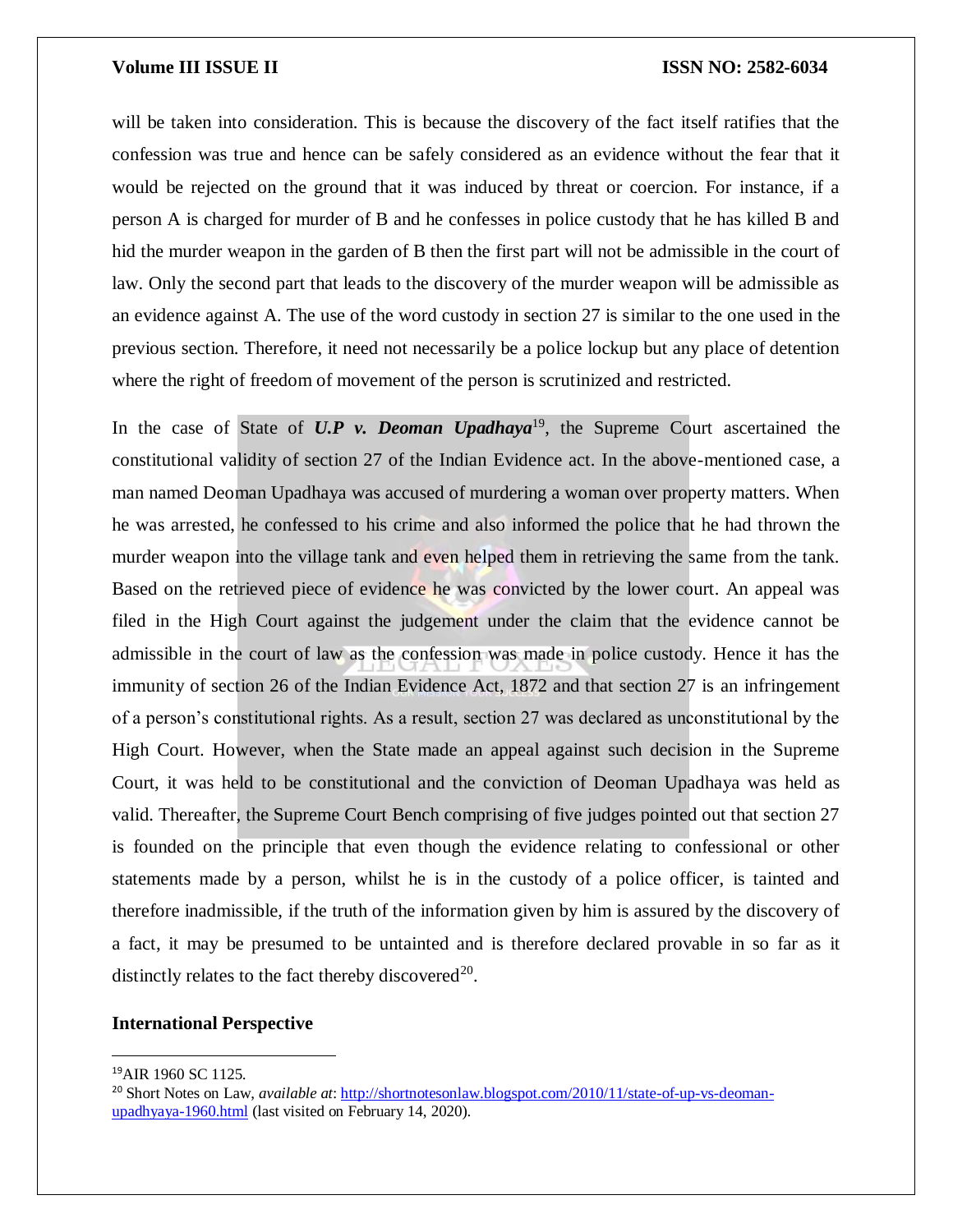will be taken into consideration. This is because the discovery of the fact itself ratifies that the confession was true and hence can be safely considered as an evidence without the fear that it would be rejected on the ground that it was induced by threat or coercion. For instance, if a person A is charged for murder of B and he confesses in police custody that he has killed B and hid the murder weapon in the garden of B then the first part will not be admissible in the court of law. Only the second part that leads to the discovery of the murder weapon will be admissible as an evidence against A. The use of the word custody in section 27 is similar to the one used in the previous section. Therefore, it need not necessarily be a police lockup but any place of detention where the right of freedom of movement of the person is scrutinized and restricted.

In the case of State of ***U.P v. Deoman Upadhaya***[19], the Supreme Court ascertained the constitutional validity of section 27 of the Indian Evidence act. In the above-mentioned case, a man named Deoman Upadhaya was accused of murdering a woman over property matters. When he was arrested, he confessed to his crime and also informed the police that he had thrown the murder weapon into the village tank and even helped them in retrieving the same from the tank. Based on the retrieved piece of evidence he was convicted by the lower court. An appeal was filed in the High Court against the judgement under the claim that the evidence cannot be admissible in the court of law as the confession was made in police custody. Hence it has the immunity of section 26 of the Indian Evidence Act, 1872 and that section 27 is an infringement of a person's constitutional rights. As a result, section 27 was declared as unconstitutional by the High Court. However, when the State made an appeal against such decision in the Supreme Court, it was held to be constitutional and the conviction of Deoman Upadhaya was held as valid. Thereafter, the Supreme Court Bench comprising of five judges pointed out that section 27 is founded on the principle that even though the evidence relating to confessional or other statements made by a person, whilst he is in the custody of a police officer, is tainted and therefore inadmissible, if the truth of the information given by him is assured by the discovery of a fact, it may be presumed to be untainted and is therefore declared provable in so far as it distinctly relates to the fact thereby discovered[20].

**International Perspective**

---

[19] AIR 1960 SC 1125.

[20] Short Notes on Law, *available at*: http://shortnotesonlaw.blogspot.com/2010/11/state-of-up-vs-deoman-upadhyaya-1960.html (last visited on February 14, 2020).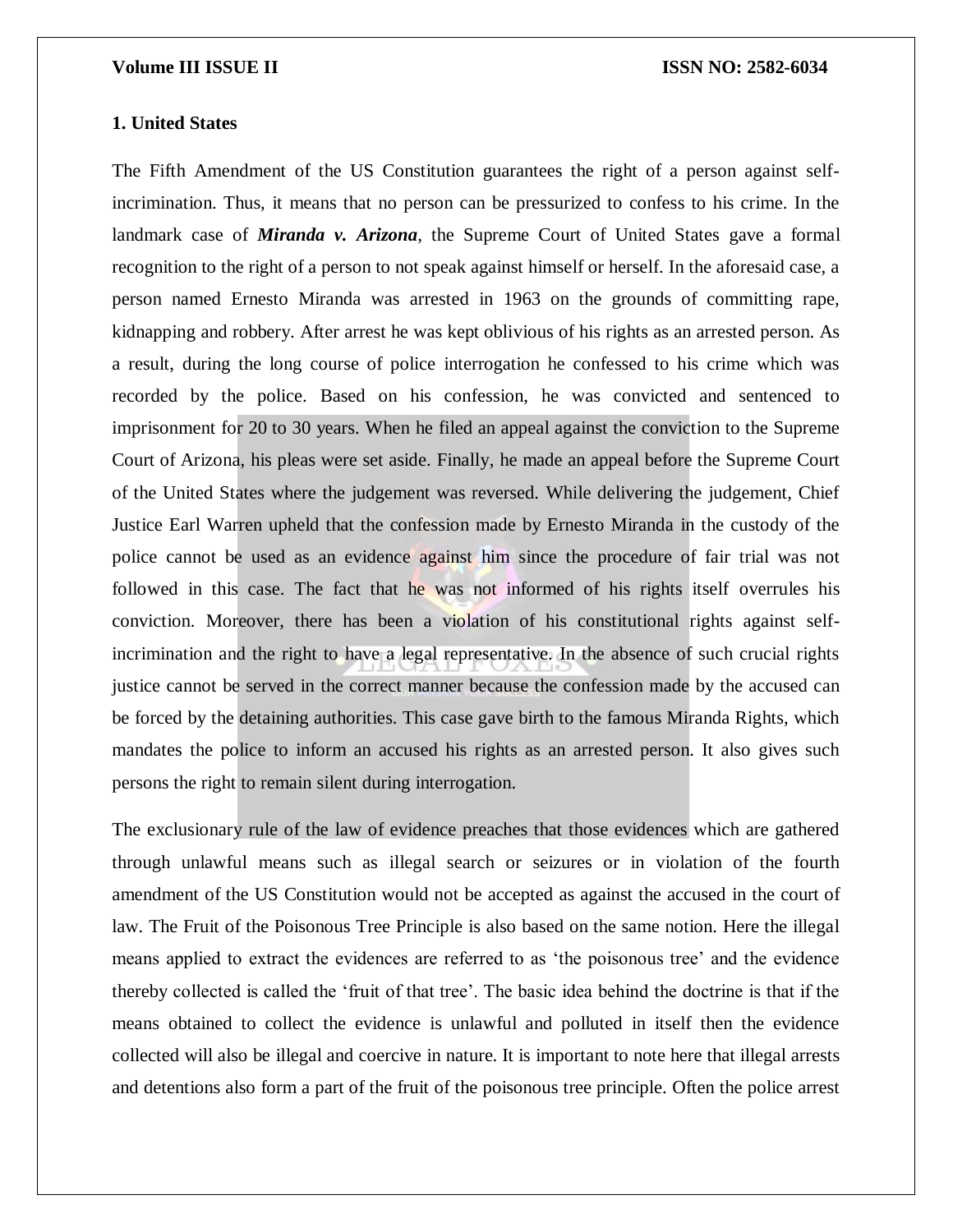**1. United States**

The Fifth Amendment of the US Constitution guarantees the right of a person against self-incrimination. Thus, it means that no person can be pressurized to confess to his crime. In the landmark case of ***Miranda v. Arizona***, the Supreme Court of United States gave a formal recognition to the right of a person to not speak against himself or herself. In the aforesaid case, a person named Ernesto Miranda was arrested in 1963 on the grounds of committing rape, kidnapping and robbery. After arrest he was kept oblivious of his rights as an arrested person. As a result, during the long course of police interrogation he confessed to his crime which was recorded by the police. Based on his confession, he was convicted and sentenced to imprisonment for 20 to 30 years. When he filed an appeal against the conviction to the Supreme Court of Arizona, his pleas were set aside. Finally, he made an appeal before the Supreme Court of the United States where the judgement was reversed. While delivering the judgement, Chief Justice Earl Warren upheld that the confession made by Ernesto Miranda in the custody of the police cannot be used as an evidence against him since the procedure of fair trial was not followed in this case. The fact that he was not informed of his rights itself overrules his conviction. Moreover, there has been a violation of his constitutional rights against self-incrimination and the right to have a legal representative. In the absence of such crucial rights justice cannot be served in the correct manner because the confession made by the accused can be forced by the detaining authorities. This case gave birth to the famous Miranda Rights, which mandates the police to inform an accused his rights as an arrested person. It also gives such persons the right to remain silent during interrogation.

The exclusionary rule of the law of evidence preaches that those evidences which are gathered through unlawful means such as illegal search or seizures or in violation of the fourth amendment of the US Constitution would not be accepted as against the accused in the court of law. The Fruit of the Poisonous Tree Principle is also based on the same notion. Here the illegal means applied to extract the evidences are referred to as 'the poisonous tree' and the evidence thereby collected is called the 'fruit of that tree'. The basic idea behind the doctrine is that if the means obtained to collect the evidence is unlawful and polluted in itself then the evidence collected will also be illegal and coercive in nature. It is important to note here that illegal arrests and detentions also form a part of the fruit of the poisonous tree principle. Often the police arrest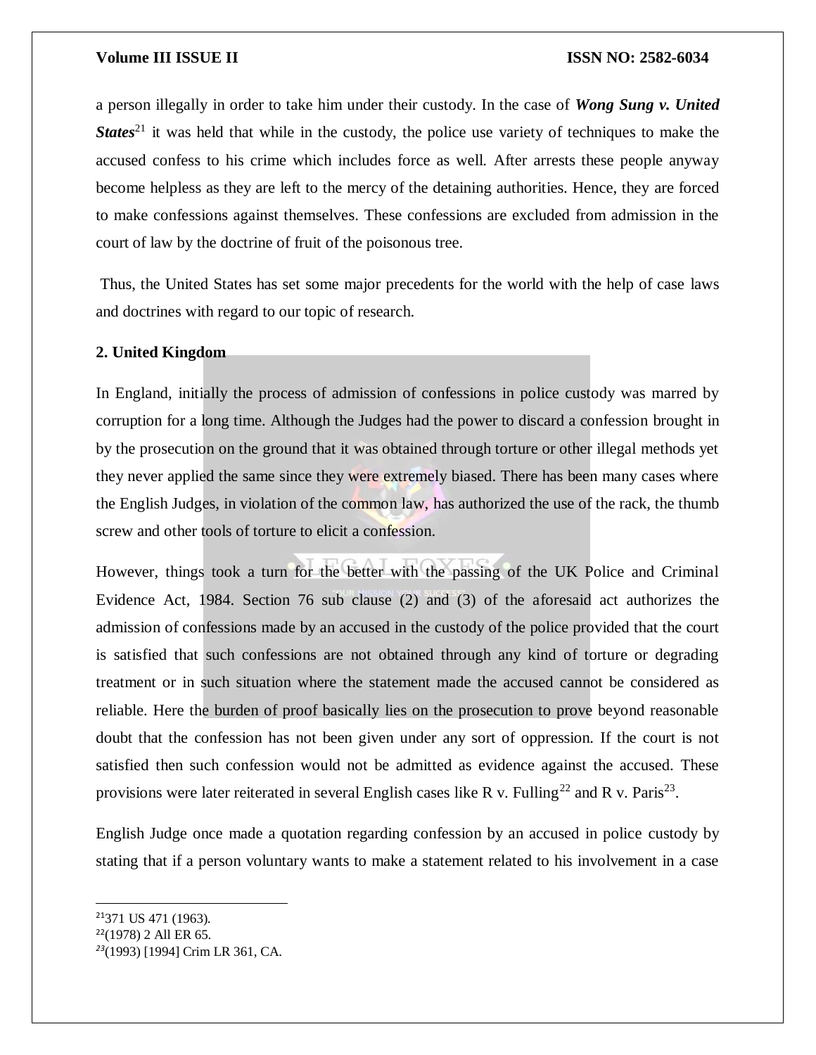a person illegally in order to take him under their custody. In the case of ***Wong Sung v. United States***[21] it was held that while in the custody, the police use variety of techniques to make the accused confess to his crime which includes force as well. After arrests these people anyway become helpless as they are left to the mercy of the detaining authorities. Hence, they are forced to make confessions against themselves. These confessions are excluded from admission in the court of law by the doctrine of fruit of the poisonous tree.

Thus, the United States has set some major precedents for the world with the help of case laws and doctrines with regard to our topic of research.

**2. United Kingdom**

In England, initially the process of admission of confessions in police custody was marred by corruption for a long time. Although the Judges had the power to discard a confession brought in by the prosecution on the ground that it was obtained through torture or other illegal methods yet they never applied the same since they were extremely biased. There has been many cases where the English Judges, in violation of the common law, has authorized the use of the rack, the thumb screw and other tools of torture to elicit a confession.

However, things took a turn for the better with the passing of the UK Police and Criminal Evidence Act, 1984. Section 76 sub clause (2) and (3) of the aforesaid act authorizes the admission of confessions made by an accused in the custody of the police provided that the court is satisfied that such confessions are not obtained through any kind of torture or degrading treatment or in such situation where the statement made the accused cannot be considered as reliable. Here the burden of proof basically lies on the prosecution to prove beyond reasonable doubt that the confession has not been given under any sort of oppression. If the court is not satisfied then such confession would not be admitted as evidence against the accused. These provisions were later reiterated in several English cases like R v. Fulling[22] and R v. Paris[23].

English Judge once made a quotation regarding confession by an accused in police custody by stating that if a person voluntary wants to make a statement related to his involvement in a case

---

[21] 371 US 471 (1963).

[22] (1978) 2 All ER 65.

[23] (1993) [1994] Crim LR 361, CA.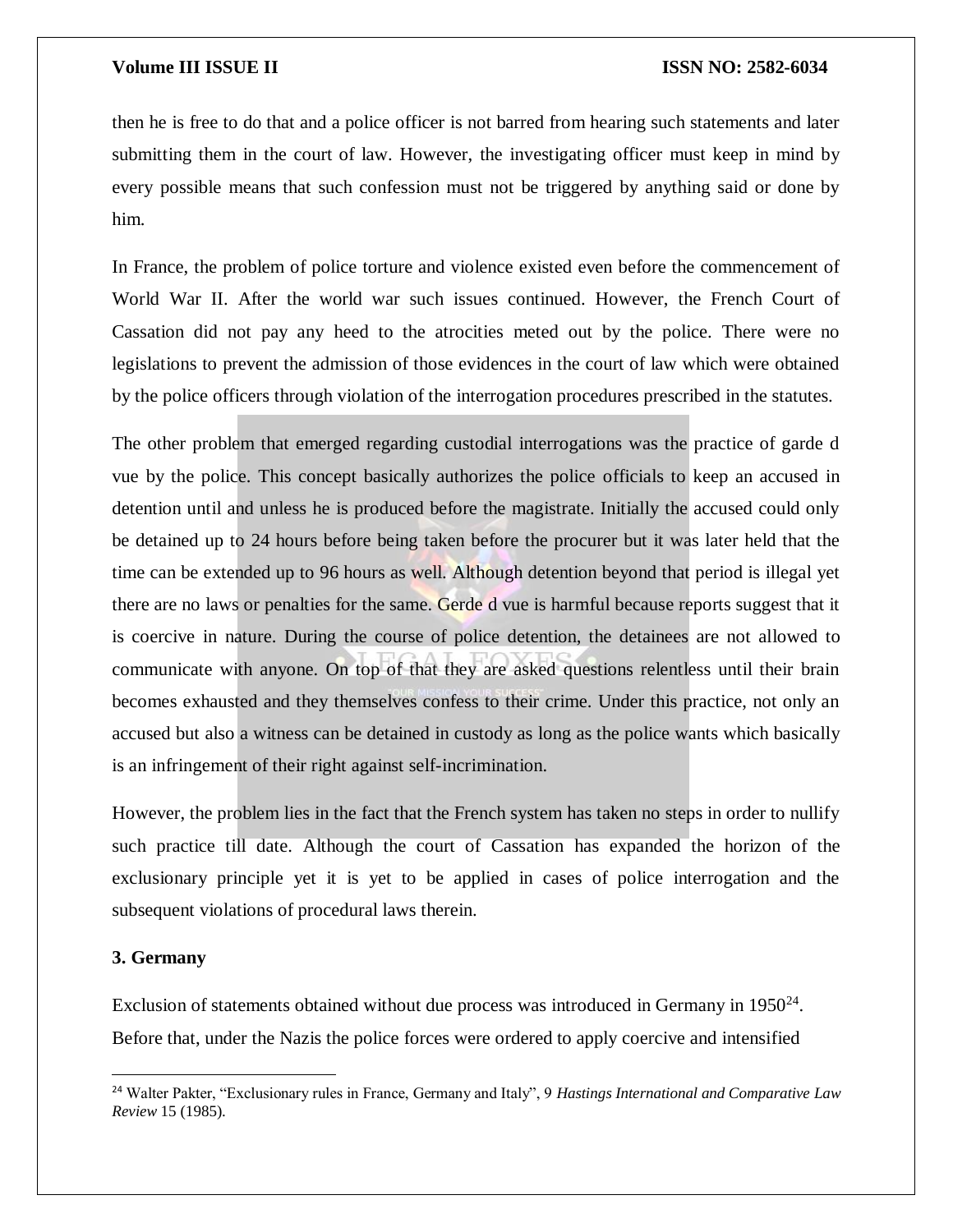then he is free to do that and a police officer is not barred from hearing such statements and later submitting them in the court of law. However, the investigating officer must keep in mind by every possible means that such confession must not be triggered by anything said or done by him.

In France, the problem of police torture and violence existed even before the commencement of World War II. After the world war such issues continued. However, the French Court of Cassation did not pay any heed to the atrocities meted out by the police. There were no legislations to prevent the admission of those evidences in the court of law which were obtained by the police officers through violation of the interrogation procedures prescribed in the statutes.

The other problem that emerged regarding custodial interrogations was the practice of garde d vue by the police. This concept basically authorizes the police officials to keep an accused in detention until and unless he is produced before the magistrate. Initially the accused could only be detained up to 24 hours before being taken before the procurer but it was later held that the time can be extended up to 96 hours as well. Although detention beyond that period is illegal yet there are no laws or penalties for the same. Gerde d vue is harmful because reports suggest that it is coercive in nature. During the course of police detention, the detainees are not allowed to communicate with anyone. On top of that they are asked questions relentless until their brain becomes exhausted and they themselves confess to their crime. Under this practice, not only an accused but also a witness can be detained in custody as long as the police wants which basically is an infringement of their right against self-incrimination.

However, the problem lies in the fact that the French system has taken no steps in order to nullify such practice till date. Although the court of Cassation has expanded the horizon of the exclusionary principle yet it is yet to be applied in cases of police interrogation and the subsequent violations of procedural laws therein.

### 3. Germany

Exclusion of statements obtained without due process was introduced in Germany in 1950[24]. Before that, under the Nazis the police forces were ordered to apply coercive and intensified

---

[24] Walter Pakter, "Exclusionary rules in France, Germany and Italy", 9 *Hastings International and Comparative Law Review* 15 (1985).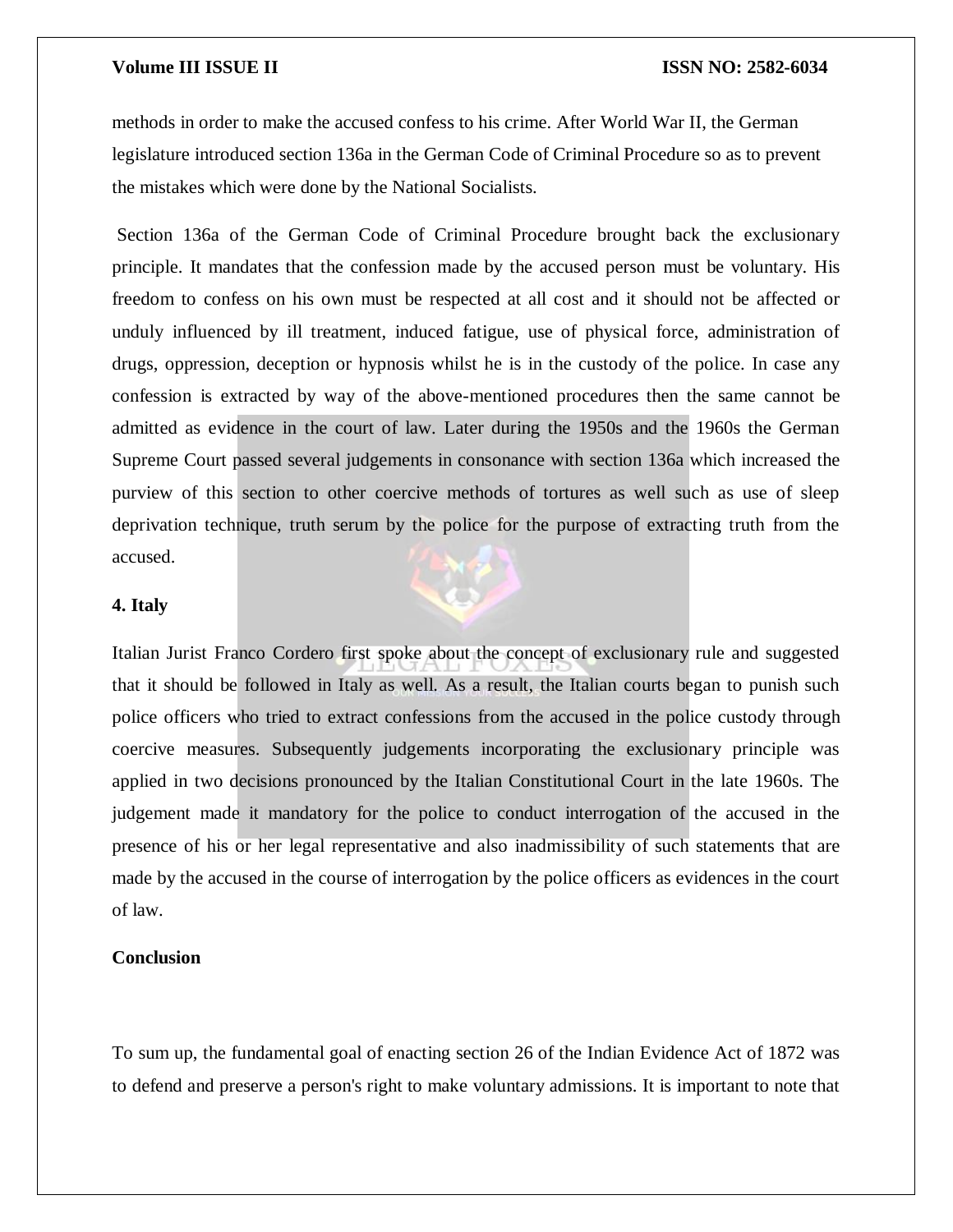methods in order to make the accused confess to his crime. After World War II, the German legislature introduced section 136a in the German Code of Criminal Procedure so as to prevent the mistakes which were done by the National Socialists.

Section 136a of the German Code of Criminal Procedure brought back the exclusionary principle. It mandates that the confession made by the accused person must be voluntary. His freedom to confess on his own must be respected at all cost and it should not be affected or unduly influenced by ill treatment, induced fatigue, use of physical force, administration of drugs, oppression, deception or hypnosis whilst he is in the custody of the police. In case any confession is extracted by way of the above-mentioned procedures then the same cannot be admitted as evidence in the court of law. Later during the 1950s and the 1960s the German Supreme Court passed several judgements in consonance with section 136a which increased the purview of this section to other coercive methods of tortures as well such as use of sleep deprivation technique, truth serum by the police for the purpose of extracting truth from the accused.

**4. Italy**

Italian Jurist Franco Cordero first spoke about the concept of exclusionary rule and suggested that it should be followed in Italy as well. As a result, the Italian courts began to punish such police officers who tried to extract confessions from the accused in the police custody through coercive measures. Subsequently judgements incorporating the exclusionary principle was applied in two decisions pronounced by the Italian Constitutional Court in the late 1960s. The judgement made it mandatory for the police to conduct interrogation of the accused in the presence of his or her legal representative and also inadmissibility of such statements that are made by the accused in the course of interrogation by the police officers as evidences in the court of law.

**Conclusion**

To sum up, the fundamental goal of enacting section 26 of the Indian Evidence Act of 1872 was to defend and preserve a person's right to make voluntary admissions. It is important to note that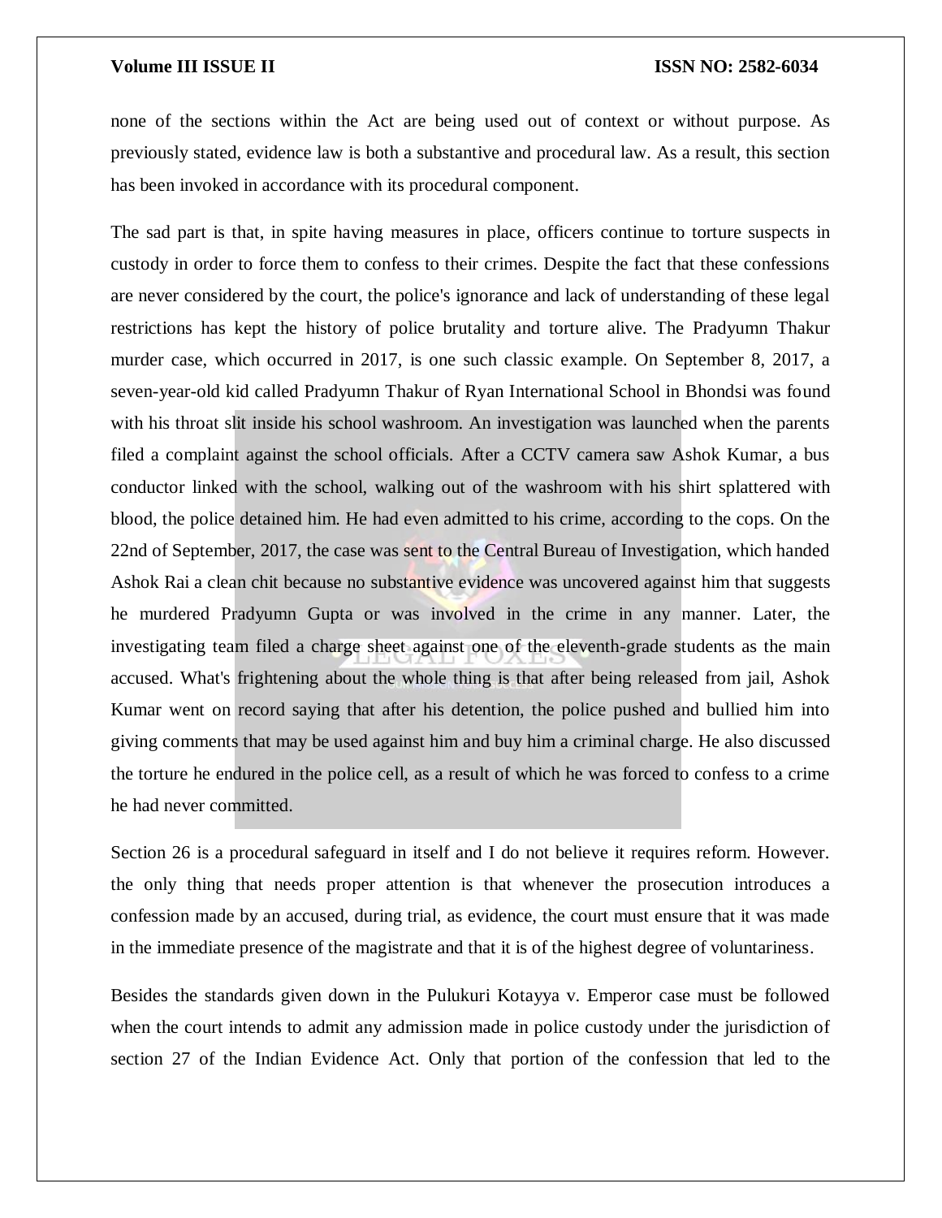none of the sections within the Act are being used out of context or without purpose. As previously stated, evidence law is both a substantive and procedural law. As a result, this section has been invoked in accordance with its procedural component.

The sad part is that, in spite having measures in place, officers continue to torture suspects in custody in order to force them to confess to their crimes. Despite the fact that these confessions are never considered by the court, the police's ignorance and lack of understanding of these legal restrictions has kept the history of police brutality and torture alive. The Pradyumn Thakur murder case, which occurred in 2017, is one such classic example. On September 8, 2017, a seven-year-old kid called Pradyumn Thakur of Ryan International School in Bhondsi was found with his throat slit inside his school washroom. An investigation was launched when the parents filed a complaint against the school officials. After a CCTV camera saw Ashok Kumar, a bus conductor linked with the school, walking out of the washroom with his shirt splattered with blood, the police detained him. He had even admitted to his crime, according to the cops. On the 22nd of September, 2017, the case was sent to the Central Bureau of Investigation, which handed Ashok Rai a clean chit because no substantive evidence was uncovered against him that suggests he murdered Pradyumn Gupta or was involved in the crime in any manner. Later, the investigating team filed a charge sheet against one of the eleventh-grade students as the main accused. What's frightening about the whole thing is that after being released from jail, Ashok Kumar went on record saying that after his detention, the police pushed and bullied him into giving comments that may be used against him and buy him a criminal charge. He also discussed the torture he endured in the police cell, as a result of which he was forced to confess to a crime he had never committed.

Section 26 is a procedural safeguard in itself and I do not believe it requires reform. However. the only thing that needs proper attention is that whenever the prosecution introduces a confession made by an accused, during trial, as evidence, the court must ensure that it was made in the immediate presence of the magistrate and that it is of the highest degree of voluntariness.

Besides the standards given down in the Pulukuri Kotayya v. Emperor case must be followed when the court intends to admit any admission made in police custody under the jurisdiction of section 27 of the Indian Evidence Act. Only that portion of the confession that led to the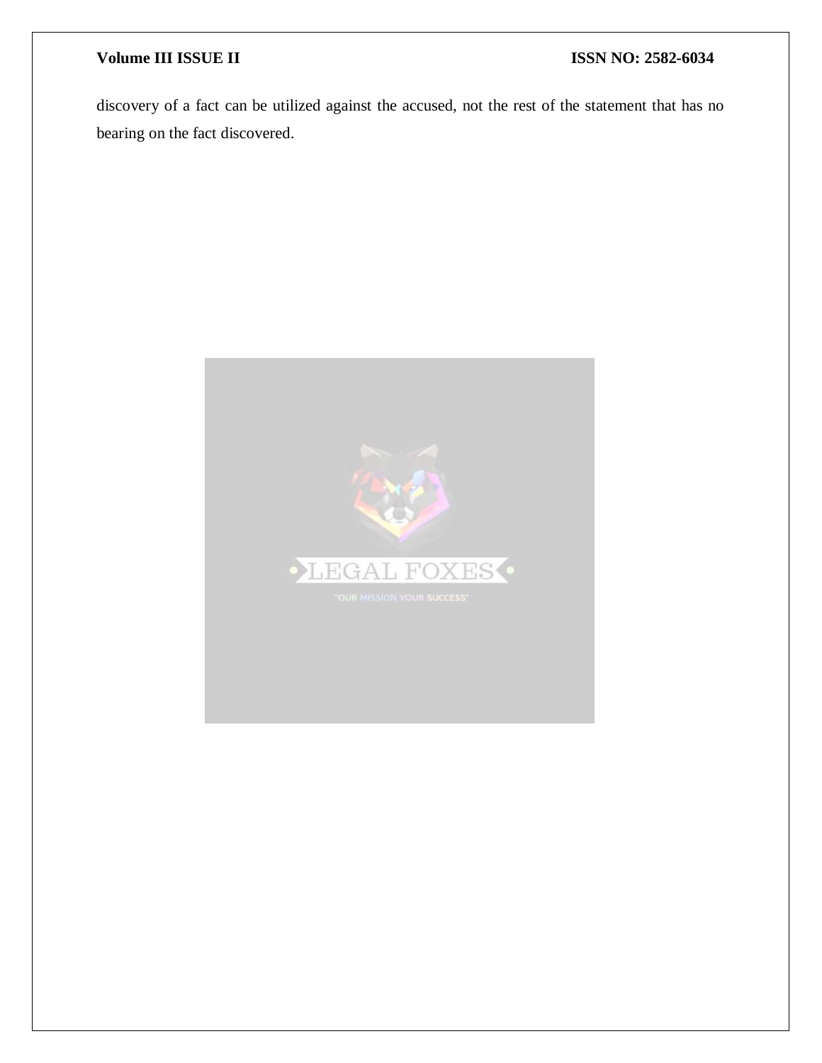discovery of a fact can be utilized against the accused, not the rest of the statement that has no bearing on the fact discovered.